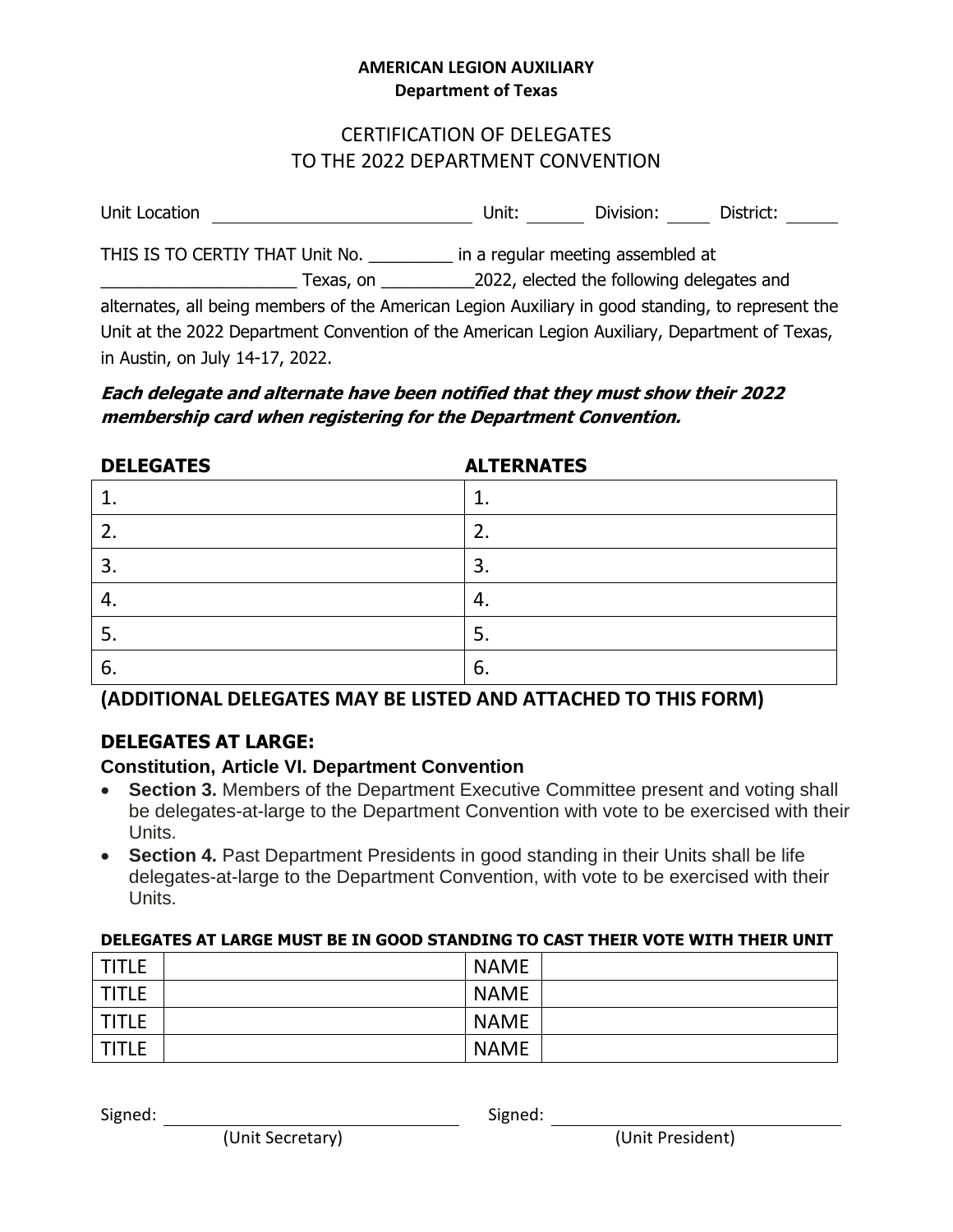**AMERICAN LEGION AUXILIARY**
**Department of Texas**

# CERTIFICATION OF DELEGATES TO THE 2022 DEPARTMENT CONVENTION

Unit Location ______________________________ Unit: ______ Division: _____ District: ______

THIS IS TO CERTIY THAT Unit No. _________ in a regular meeting assembled at _____________________ Texas, on __________2022, elected the following delegates and alternates, all being members of the American Legion Auxiliary in good standing, to represent the Unit at the 2022 Department Convention of the American Legion Auxiliary, Department of Texas, in Austin, on July 14-17, 2022.

***Each delegate and alternate have been notified that they must show their 2022 membership card when registering for the Department Convention.***

| DELEGATES | ALTERNATES |
|---|---|
| 1. | 1. |
| 2. | 2. |
| 3. | 3. |
| 4. | 4. |
| 5. | 5. |
| 6. | 6. |

**(ADDITIONAL DELEGATES MAY BE LISTED AND ATTACHED TO THIS FORM)**

## DELEGATES AT LARGE:

### Constitution, Article VI. Department Convention

- **Section 3.** Members of the Department Executive Committee present and voting shall be delegates-at-large to the Department Convention with vote to be exercised with their Units.
- **Section 4.** Past Department Presidents in good standing in their Units shall be life delegates-at-large to the Department Convention, with vote to be exercised with their Units.

**DELEGATES AT LARGE MUST BE IN GOOD STANDING TO CAST THEIR VOTE WITH THEIR UNIT**

| | | | |
|---|---|---|---|
| TITLE | | NAME | |
| TITLE | | NAME | |
| TITLE | | NAME | |
| TITLE | | NAME | |

Signed: ______________________________ (Unit Secretary)

Signed: ______________________________ (Unit President)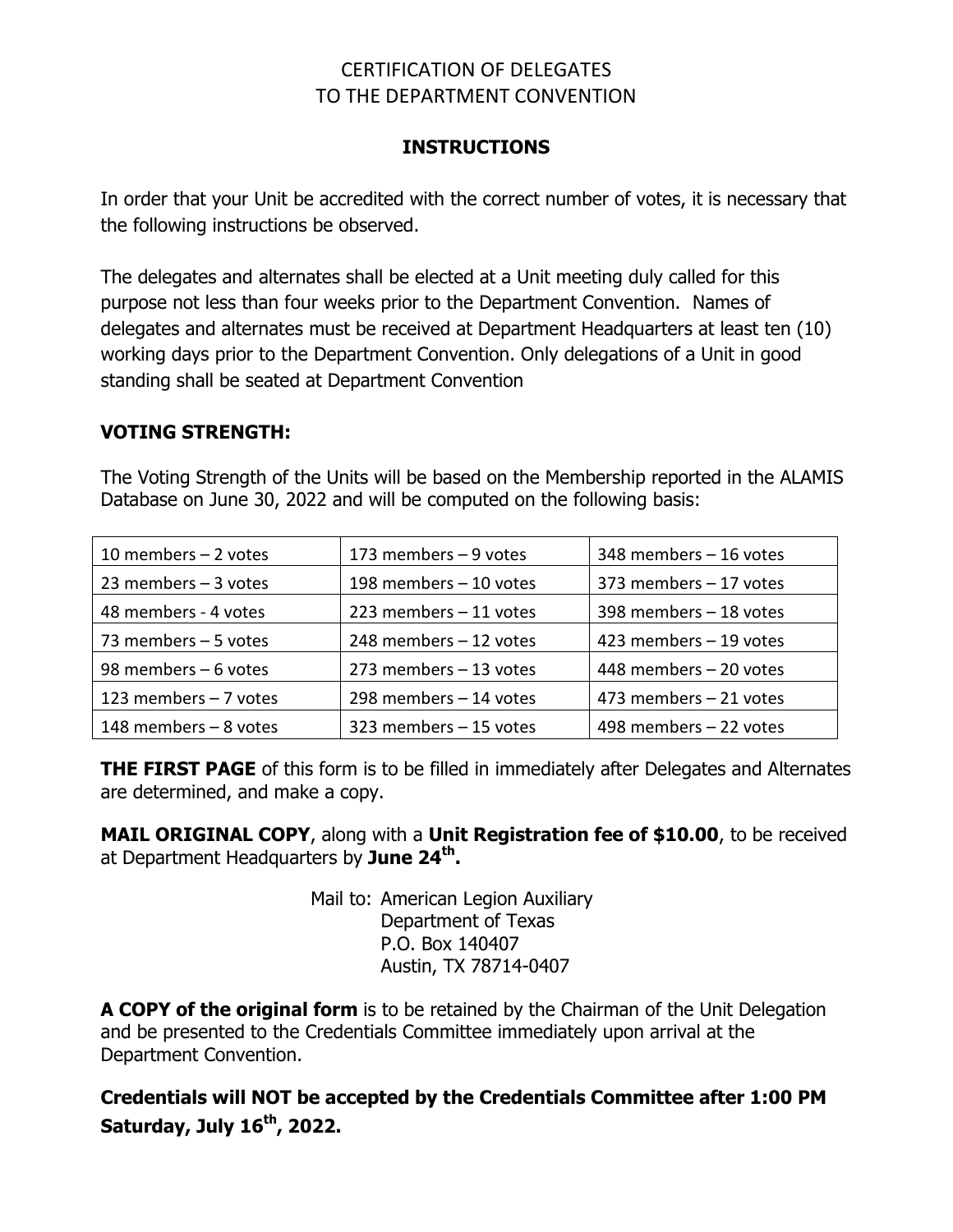# CERTIFICATION OF DELEGATES TO THE DEPARTMENT CONVENTION

## INSTRUCTIONS

In order that your Unit be accredited with the correct number of votes, it is necessary that the following instructions be observed.

The delegates and alternates shall be elected at a Unit meeting duly called for this purpose not less than four weeks prior to the Department Convention. Names of delegates and alternates must be received at Department Headquarters at least ten (10) working days prior to the Department Convention. Only delegations of a Unit in good standing shall be seated at Department Convention

**VOTING STRENGTH:**

The Voting Strength of the Units will be based on the Membership reported in the ALAMIS Database on June 30, 2022 and will be computed on the following basis:

| | | |
|---|---|---|
| 10 members – 2 votes | 173 members – 9 votes | 348 members – 16 votes |
| 23 members – 3 votes | 198 members – 10 votes | 373 members – 17 votes |
| 48 members - 4 votes | 223 members – 11 votes | 398 members – 18 votes |
| 73 members – 5 votes | 248 members – 12 votes | 423 members – 19 votes |
| 98 members – 6 votes | 273 members – 13 votes | 448 members – 20 votes |
| 123 members – 7 votes | 298 members – 14 votes | 473 members – 21 votes |
| 148 members – 8 votes | 323 members – 15 votes | 498 members – 22 votes |

**THE FIRST PAGE** of this form is to be filled in immediately after Delegates and Alternates are determined, and make a copy.

**MAIL ORIGINAL COPY**, along with a **Unit Registration fee of $10.00**, to be received at Department Headquarters by **June 24th.**

Mail to: American Legion Auxiliary
Department of Texas
P.O. Box 140407
Austin, TX 78714-0407

**A COPY of the original form** is to be retained by the Chairman of the Unit Delegation and be presented to the Credentials Committee immediately upon arrival at the Department Convention.

**Credentials will NOT be accepted by the Credentials Committee after 1:00 PM Saturday, July 16th, 2022.**